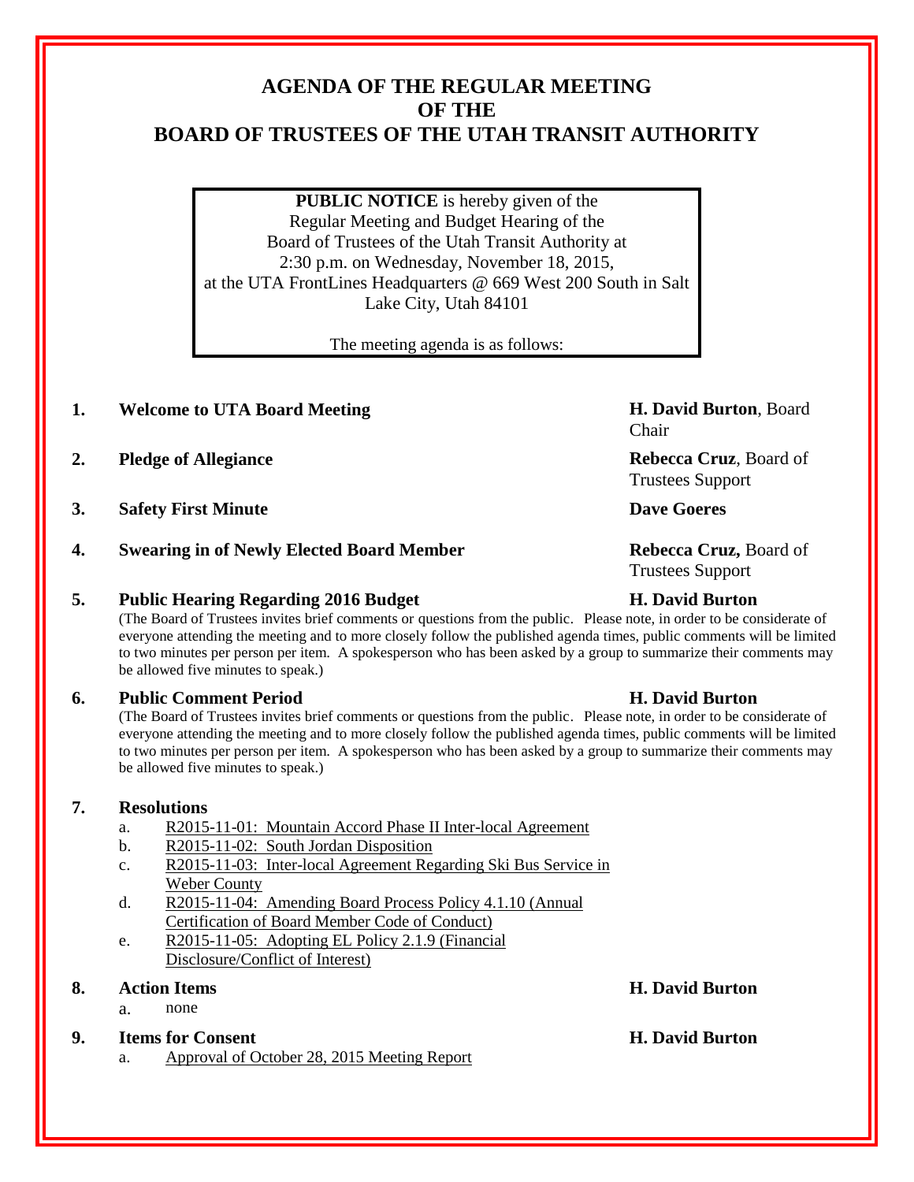# AGENDA OF THE REGULAR MEETING OF THE BOARD OF TRUSTEES OF THE UTAH TRANSIT AUTHORITY

**PUBLIC NOTICE** is hereby given of the Regular Meeting and Budget Hearing of the Board of Trustees of the Utah Transit Authority at 2:30 p.m. on Wednesday, November 18, 2015, at the UTA FrontLines Headquarters @ 669 West 200 South in Salt Lake City, Utah 84101

The meeting agenda is as follows:

1. **Welcome to UTA Board Meeting** — **H. David Burton**, Board Chair
2. **Pledge of Allegiance** — **Rebecca Cruz**, Board of Trustees Support
3. **Safety First Minute** — **Dave Goeres**
4. **Swearing in of Newly Elected Board Member** — **Rebecca Cruz,** Board of Trustees Support
5. **Public Hearing Regarding 2016 Budget** — **H. David Burton**

   (The Board of Trustees invites brief comments or questions from the public. Please note, in order to be considerate of everyone attending the meeting and to more closely follow the published agenda times, public comments will be limited to two minutes per person per item. A spokesperson who has been asked by a group to summarize their comments may be allowed five minutes to speak.)

6. **Public Comment Period** — **H. David Burton**

   (The Board of Trustees invites brief comments or questions from the public. Please note, in order to be considerate of everyone attending the meeting and to more closely follow the published agenda times, public comments will be limited to two minutes per person per item. A spokesperson who has been asked by a group to summarize their comments may be allowed five minutes to speak.)

7. **Resolutions**
   a. R2015-11-01: Mountain Accord Phase II Inter-local Agreement
   b. R2015-11-02: South Jordan Disposition
   c. R2015-11-03: Inter-local Agreement Regarding Ski Bus Service in Weber County
   d. R2015-11-04: Amending Board Process Policy 4.1.10 (Annual Certification of Board Member Code of Conduct)
   e. R2015-11-05: Adopting EL Policy 2.1.9 (Financial Disclosure/Conflict of Interest)

8. **Action Items** — **H. David Burton**
   a. none

9. **Items for Consent** — **H. David Burton**
   a. Approval of October 28, 2015 Meeting Report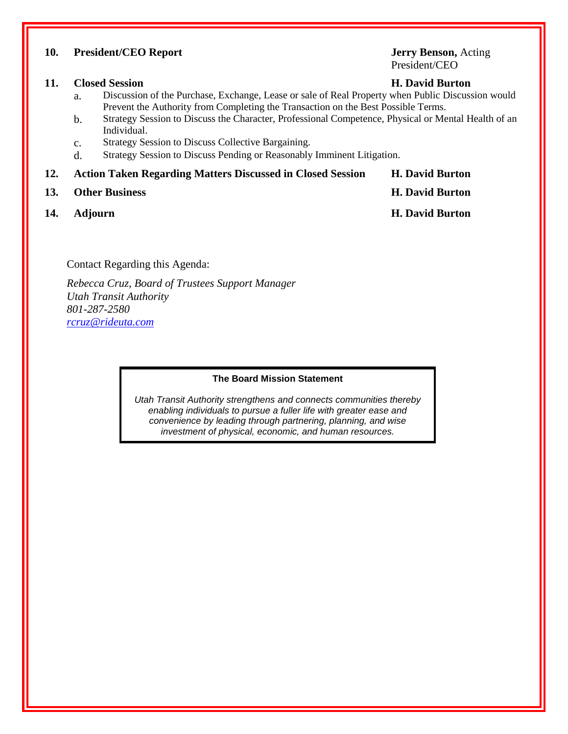**10. President/CEO Report** — **Jerry Benson,** Acting President/CEO

**11. Closed Session** — **H. David Burton**

a. Discussion of the Purchase, Exchange, Lease or sale of Real Property when Public Discussion would Prevent the Authority from Completing the Transaction on the Best Possible Terms.

b. Strategy Session to Discuss the Character, Professional Competence, Physical or Mental Health of an Individual.

c. Strategy Session to Discuss Collective Bargaining.

d. Strategy Session to Discuss Pending or Reasonably Imminent Litigation.

**12. Action Taken Regarding Matters Discussed in Closed Session** — **H. David Burton**

**13. Other Business** — **H. David Burton**

**14. Adjourn** — **H. David Burton**

Contact Regarding this Agenda:

*Rebecca Cruz, Board of Trustees Support Manager*
*Utah Transit Authority*
*801-287-2580*
*rcruz@rideuta.com*

**The Board Mission Statement**

*Utah Transit Authority strengthens and connects communities thereby enabling individuals to pursue a fuller life with greater ease and convenience by leading through partnering, planning, and wise investment of physical, economic, and human resources.*